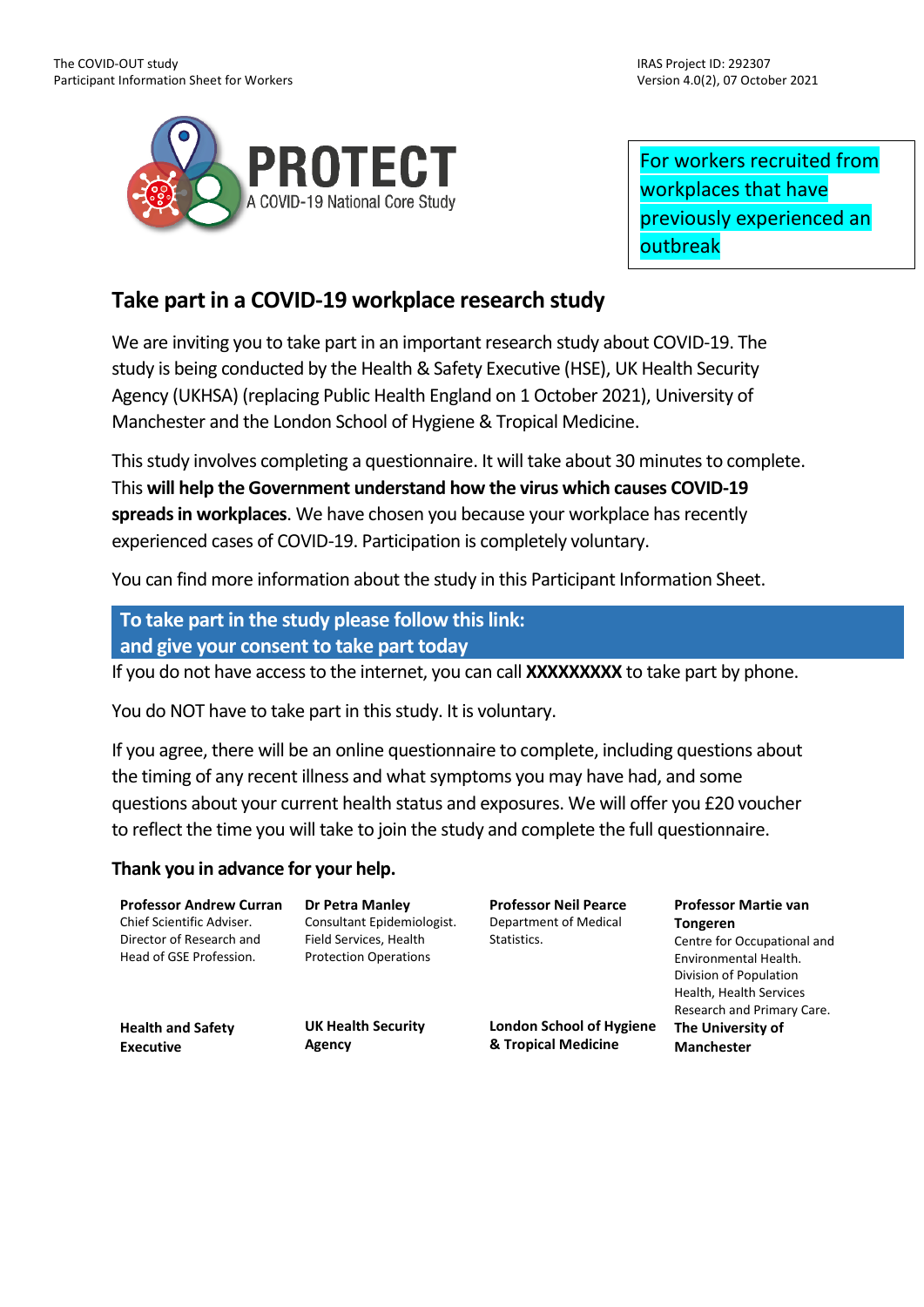PROTECT

A COVID-19 National Core Study

For workers recruited from workplaces that have previously experienced an outbreak

## Take part in a COVID-19 workplace research study

We are inviting you to take part in an important research study about COVID-19. The study is being conducted by the Health & Safety Executive (HSE), UK Health Security Agency (UKHSA) (replacing Public Health England on 1 October 2021), University of Manchester and the London School of Hygiene & Tropical Medicine.

This study involves completing a questionnaire. It will take about 30 minutes to complete. This **will help the Government understand how the virus which causes COVID-19 spreads in workplaces**. We have chosen you because your workplace has recently experienced cases of COVID-19. Participation is completely voluntary.

You can find more information about the study in this Participant Information Sheet.

**To take part in the study please follow this link:**
**and give your consent to take part today**

If you do not have access to the internet, you can call **XXXXXXXXX** to take part by phone.

You do NOT have to take part in this study. It is voluntary.

If you agree, there will be an online questionnaire to complete, including questions about the timing of any recent illness and what symptoms you may have had, and some questions about your current health status and exposures. We will offer you £20 voucher to reflect the time you will take to join the study and complete the full questionnaire.

**Thank you in advance for your help.**

**Professor Andrew Curran**
Chief Scientific Adviser. Director of Research and Head of GSE Profession.
**Health and Safety Executive**

**Dr Petra Manley**
Consultant Epidemiologist. Field Services, Health Protection Operations
**UK Health Security Agency**

**Professor Neil Pearce**
Department of Medical Statistics.
**London School of Hygiene & Tropical Medicine**

**Professor Martie van Tongeren**
Centre for Occupational and Environmental Health. Division of Population Health, Health Services Research and Primary Care.
**The University of Manchester**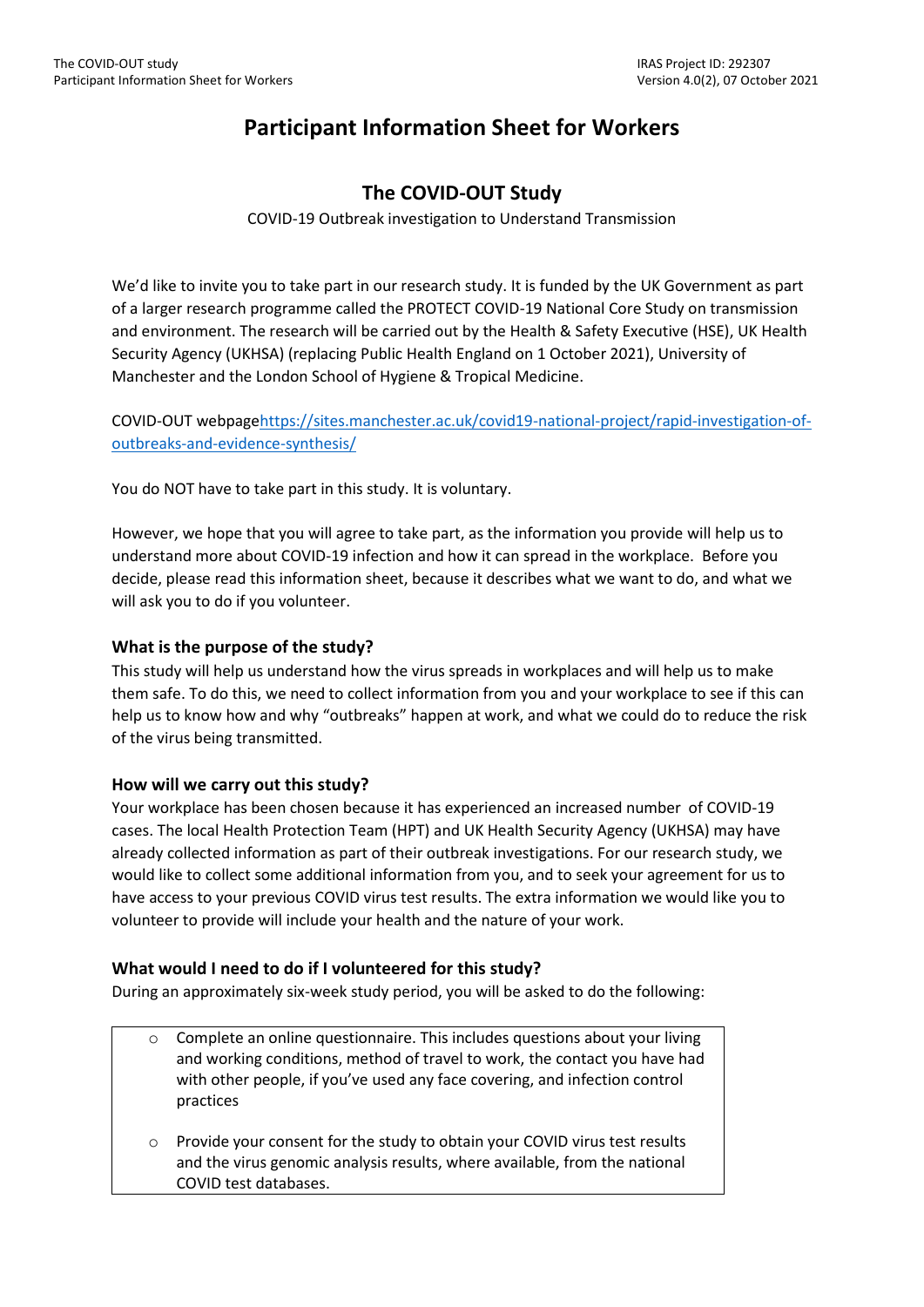# Participant Information Sheet for Workers

## The COVID-OUT Study

COVID-19 Outbreak investigation to Understand Transmission

We'd like to invite you to take part in our research study. It is funded by the UK Government as part of a larger research programme called the PROTECT COVID-19 National Core Study on transmission and environment. The research will be carried out by the Health & Safety Executive (HSE), UK Health Security Agency (UKHSA) (replacing Public Health England on 1 October 2021), University of Manchester and the London School of Hygiene & Tropical Medicine.

COVID-OUT webpage[https://sites.manchester.ac.uk/covid19-national-project/rapid-investigation-of-outbreaks-and-evidence-synthesis/](https://sites.manchester.ac.uk/covid19-national-project/rapid-investigation-of-outbreaks-and-evidence-synthesis/)

You do NOT have to take part in this study. It is voluntary.

However, we hope that you will agree to take part, as the information you provide will help us to understand more about COVID-19 infection and how it can spread in the workplace. Before you decide, please read this information sheet, because it describes what we want to do, and what we will ask you to do if you volunteer.

### What is the purpose of the study?

This study will help us understand how the virus spreads in workplaces and will help us to make them safe. To do this, we need to collect information from you and your workplace to see if this can help us to know how and why "outbreaks" happen at work, and what we could do to reduce the risk of the virus being transmitted.

### How will we carry out this study?

Your workplace has been chosen because it has experienced an increased number of COVID-19 cases. The local Health Protection Team (HPT) and UK Health Security Agency (UKHSA) may have already collected information as part of their outbreak investigations. For our research study, we would like to collect some additional information from you, and to seek your agreement for us to have access to your previous COVID virus test results. The extra information we would like you to volunteer to provide will include your health and the nature of your work.

### What would I need to do if I volunteered for this study?

During an approximately six-week study period, you will be asked to do the following:

- Complete an online questionnaire. This includes questions about your living and working conditions, method of travel to work, the contact you have had with other people, if you've used any face covering, and infection control practices
- Provide your consent for the study to obtain your COVID virus test results and the virus genomic analysis results, where available, from the national COVID test databases.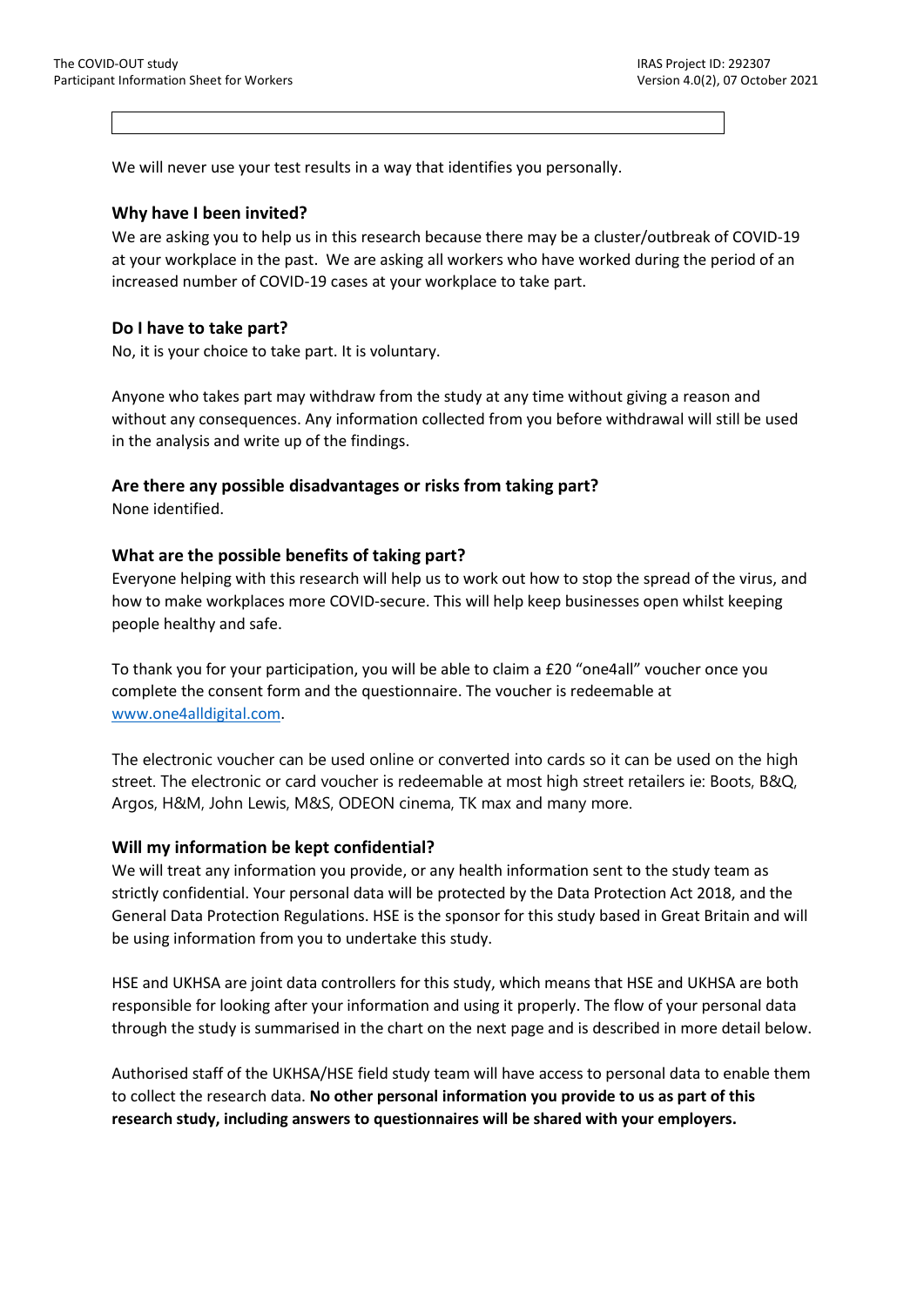We will never use your test results in a way that identifies you personally.

### Why have I been invited?

We are asking you to help us in this research because there may be a cluster/outbreak of COVID-19 at your workplace in the past. We are asking all workers who have worked during the period of an increased number of COVID-19 cases at your workplace to take part.

### Do I have to take part?

No, it is your choice to take part. It is voluntary.

Anyone who takes part may withdraw from the study at any time without giving a reason and without any consequences. Any information collected from you before withdrawal will still be used in the analysis and write up of the findings.

### Are there any possible disadvantages or risks from taking part?

None identified.

### What are the possible benefits of taking part?

Everyone helping with this research will help us to work out how to stop the spread of the virus, and how to make workplaces more COVID-secure. This will help keep businesses open whilst keeping people healthy and safe.

To thank you for your participation, you will be able to claim a £20 "one4all" voucher once you complete the consent form and the questionnaire. The voucher is redeemable at www.one4alldigital.com.

The electronic voucher can be used online or converted into cards so it can be used on the high street. The electronic or card voucher is redeemable at most high street retailers ie: Boots, B&Q, Argos, H&M, John Lewis, M&S, ODEON cinema, TK max and many more.

### Will my information be kept confidential?

We will treat any information you provide, or any health information sent to the study team as strictly confidential. Your personal data will be protected by the Data Protection Act 2018, and the General Data Protection Regulations. HSE is the sponsor for this study based in Great Britain and will be using information from you to undertake this study.

HSE and UKHSA are joint data controllers for this study, which means that HSE and UKHSA are both responsible for looking after your information and using it properly. The flow of your personal data through the study is summarised in the chart on the next page and is described in more detail below.

Authorised staff of the UKHSA/HSE field study team will have access to personal data to enable them to collect the research data. **No other personal information you provide to us as part of this research study, including answers to questionnaires will be shared with your employers.**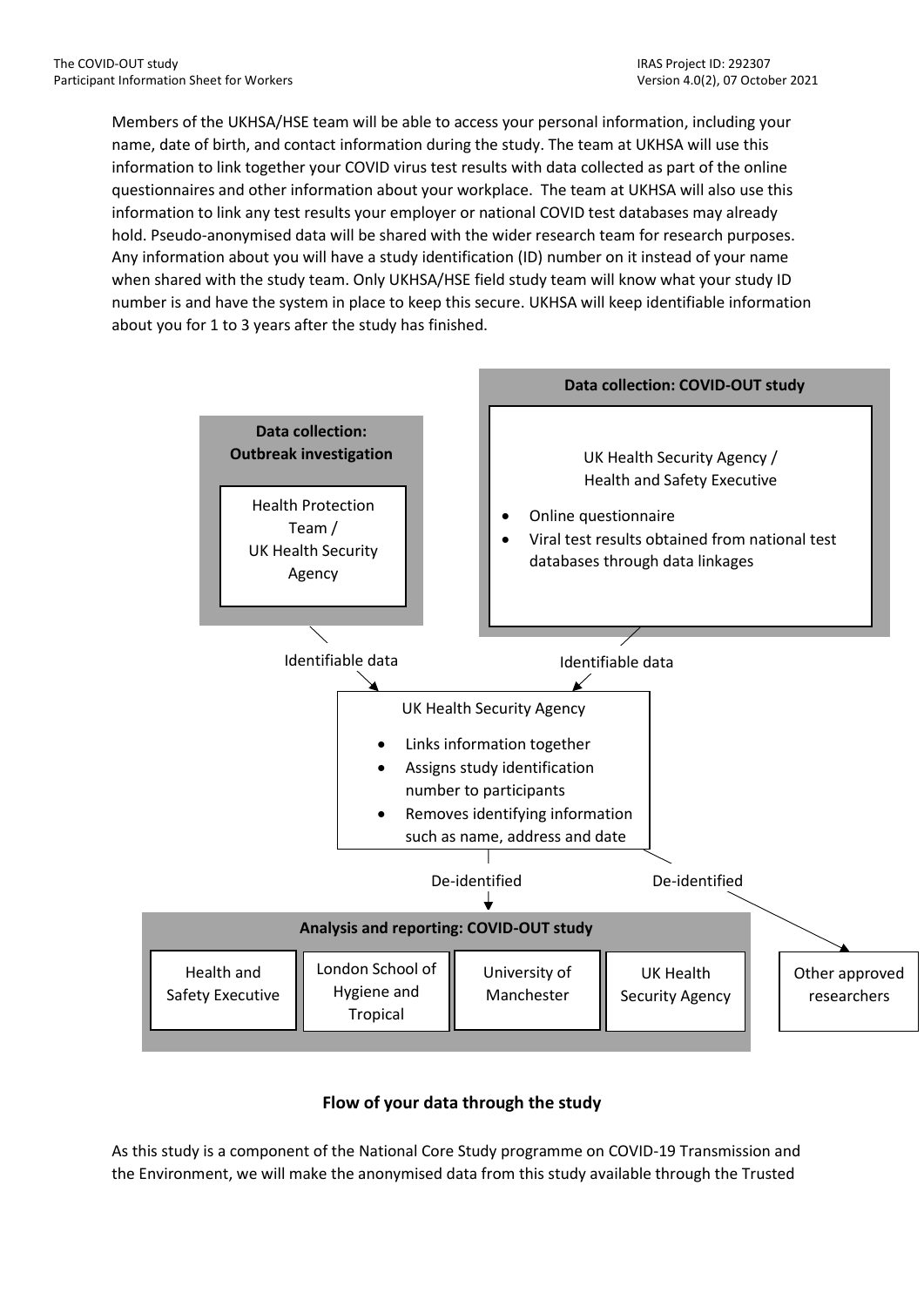Members of the UKHSA/HSE team will be able to access your personal information, including your name, date of birth, and contact information during the study. The team at UKHSA will use this information to link together your COVID virus test results with data collected as part of the online questionnaires and other information about your workplace. The team at UKHSA will also use this information to link any test results your employer or national COVID test databases may already hold. Pseudo-anonymised data will be shared with the wider research team for research purposes. Any information about you will have a study identification (ID) number on it instead of your name when shared with the study team. Only UKHSA/HSE field study team will know what your study ID number is and have the system in place to keep this secure. UKHSA will keep identifiable information about you for 1 to 3 years after the study has finished.

**Data collection: Outbreak investigation**

Health Protection Team / UK Health Security Agency

**Data collection: COVID-OUT study**

UK Health Security Agency / Health and Safety Executive

- Online questionnaire
- Viral test results obtained from national test databases through data linkages

Identifiable data → UK Health Security Agency ← Identifiable data

UK Health Security Agency

- Links information together
- Assigns study identification number to participants
- Removes identifying information such as name, address and date

De-identified → **Analysis and reporting: COVID-OUT study**

Health and Safety Executive | London School of Hygiene and Tropical | University of Manchester | UK Health Security Agency

De-identified → Other approved researchers

**Flow of your data through the study**

As this study is a component of the National Core Study programme on COVID-19 Transmission and the Environment, we will make the anonymised data from this study available through the Trusted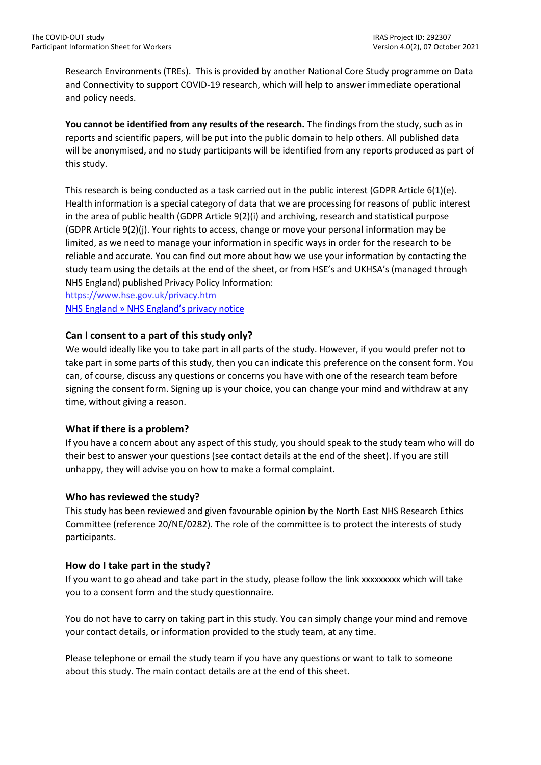Research Environments (TREs). This is provided by another National Core Study programme on Data and Connectivity to support COVID-19 research, which will help to answer immediate operational and policy needs.

**You cannot be identified from any results of the research.** The findings from the study, such as in reports and scientific papers, will be put into the public domain to help others. All published data will be anonymised, and no study participants will be identified from any reports produced as part of this study.

This research is being conducted as a task carried out in the public interest (GDPR Article 6(1)(e). Health information is a special category of data that we are processing for reasons of public interest in the area of public health (GDPR Article 9(2)(i) and archiving, research and statistical purpose (GDPR Article 9(2)(j). Your rights to access, change or move your personal information may be limited, as we need to manage your information in specific ways in order for the research to be reliable and accurate. You can find out more about how we use your information by contacting the study team using the details at the end of the sheet, or from HSE's and UKHSA's (managed through NHS England) published Privacy Policy Information:

https://www.hse.gov.uk/privacy.htm

NHS England » NHS England's privacy notice

### Can I consent to a part of this study only?

We would ideally like you to take part in all parts of the study. However, if you would prefer not to take part in some parts of this study, then you can indicate this preference on the consent form. You can, of course, discuss any questions or concerns you have with one of the research team before signing the consent form. Signing up is your choice, you can change your mind and withdraw at any time, without giving a reason.

### What if there is a problem?

If you have a concern about any aspect of this study, you should speak to the study team who will do their best to answer your questions (see contact details at the end of the sheet). If you are still unhappy, they will advise you on how to make a formal complaint.

### Who has reviewed the study?

This study has been reviewed and given favourable opinion by the North East NHS Research Ethics Committee (reference 20/NE/0282). The role of the committee is to protect the interests of study participants.

### How do I take part in the study?

If you want to go ahead and take part in the study, please follow the link xxxxxxxxx which will take you to a consent form and the study questionnaire.

You do not have to carry on taking part in this study. You can simply change your mind and remove your contact details, or information provided to the study team, at any time.

Please telephone or email the study team if you have any questions or want to talk to someone about this study. The main contact details are at the end of this sheet.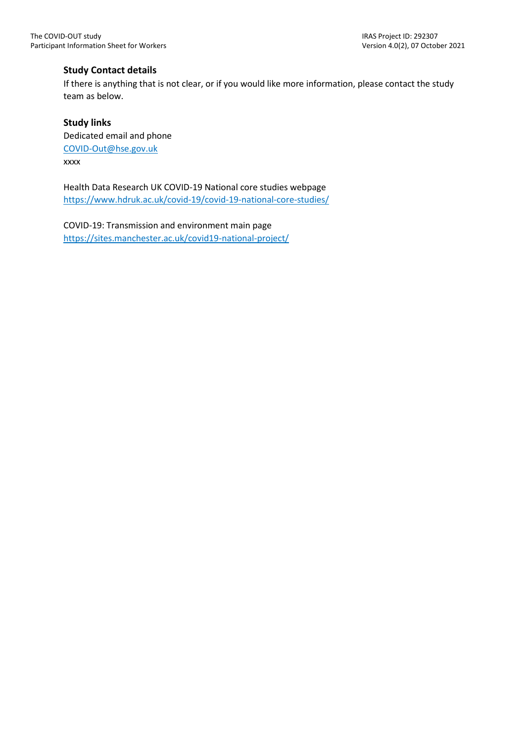## Study Contact details

If there is anything that is not clear, or if you would like more information, please contact the study team as below.

## Study links

Dedicated email and phone
COVID-Out@hse.gov.uk
xxxx

Health Data Research UK COVID-19 National core studies webpage
https://www.hdruk.ac.uk/covid-19/covid-19-national-core-studies/

COVID-19: Transmission and environment main page
https://sites.manchester.ac.uk/covid19-national-project/